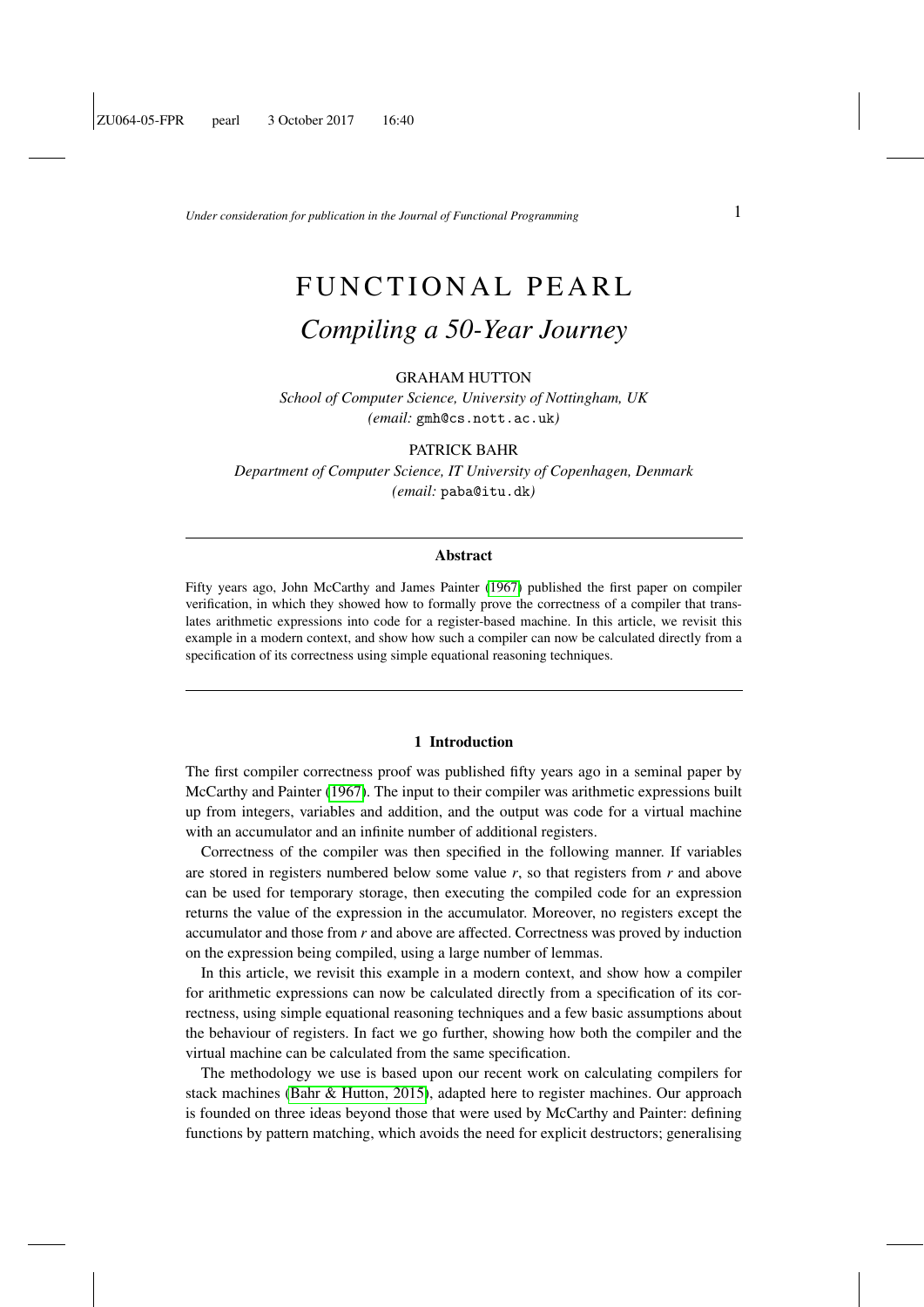# FUNCTIONAL PEARL

## *Compiling a 50-Year Journey*

GRAHAM HUTTON

*School of Computer Science, University of Nottingham, UK*
*(email:* gmh@cs.nott.ac.uk*)*

PATRICK BAHR

*Department of Computer Science, IT University of Copenhagen, Denmark*
*(email:* paba@itu.dk*)*

---

**Abstract**

Fifty years ago, John McCarthy and James Painter (1967) published the first paper on compiler verification, in which they showed how to formally prove the correctness of a compiler that translates arithmetic expressions into code for a register-based machine. In this article, we revisit this example in a modern context, and show how such a compiler can now be calculated directly from a specification of its correctness using simple equational reasoning techniques.

---

### 1 Introduction

The first compiler correctness proof was published fifty years ago in a seminal paper by McCarthy and Painter (1967). The input to their compiler was arithmetic expressions built up from integers, variables and addition, and the output was code for a virtual machine with an accumulator and an infinite number of additional registers.

Correctness of the compiler was then specified in the following manner. If variables are stored in registers numbered below some value $r$, so that registers from $r$ and above can be used for temporary storage, then executing the compiled code for an expression returns the value of the expression in the accumulator. Moreover, no registers except the accumulator and those from $r$ and above are affected. Correctness was proved by induction on the expression being compiled, using a large number of lemmas.

In this article, we revisit this example in a modern context, and show how a compiler for arithmetic expressions can now be calculated directly from a specification of its correctness, using simple equational reasoning techniques and a few basic assumptions about the behaviour of registers. In fact we go further, showing how both the compiler and the virtual machine can be calculated from the same specification.

The methodology we use is based upon our recent work on calculating compilers for stack machines (Bahr & Hutton, 2015), adapted here to register machines. Our approach is founded on three ideas beyond those that were used by McCarthy and Painter: defining functions by pattern matching, which avoids the need for explicit destructors; generalising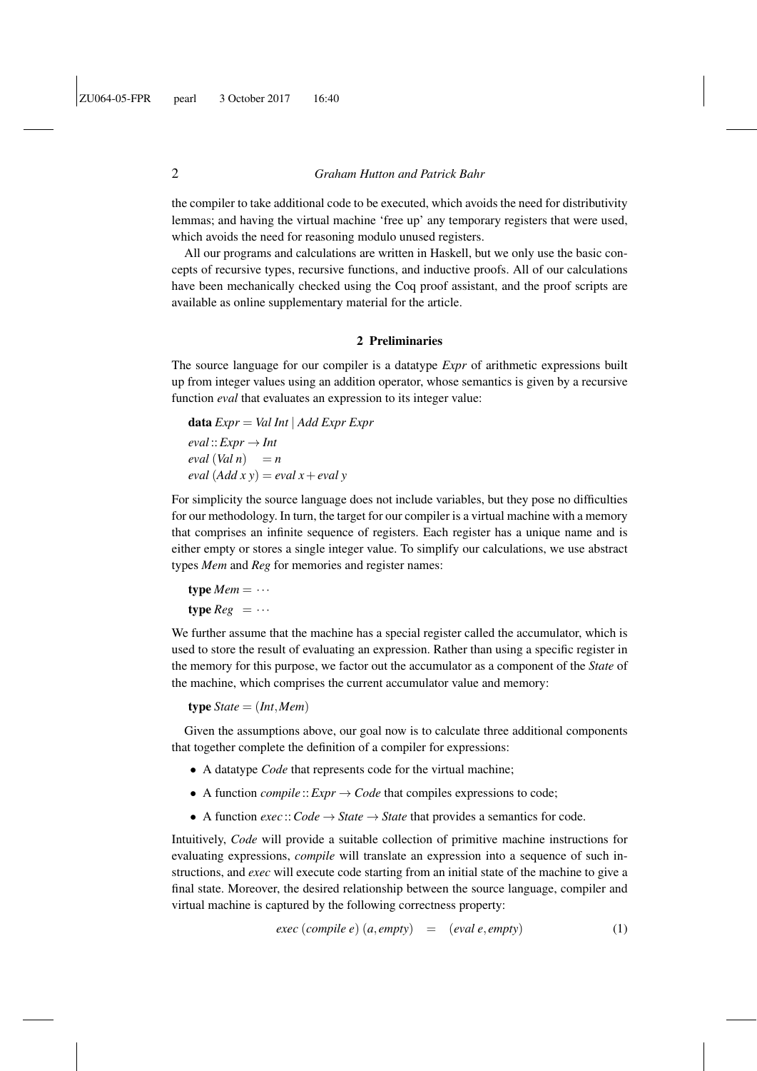the compiler to take additional code to be executed, which avoids the need for distributivity lemmas; and having the virtual machine 'free up' any temporary registers that were used, which avoids the need for reasoning modulo unused registers.

All our programs and calculations are written in Haskell, but we only use the basic concepts of recursive types, recursive functions, and inductive proofs. All of our calculations have been mechanically checked using the Coq proof assistant, and the proof scripts are available as online supplementary material for the article.

## 2 Preliminaries

The source language for our compiler is a datatype *Expr* of arithmetic expressions built up from integer values using an addition operator, whose semantics is given by a recursive function *eval* that evaluates an expression to its integer value:

```
data Expr = Val Int | Add Expr Expr

eval :: Expr → Int
eval (Val n)   = n
eval (Add x y) = eval x + eval y
```

For simplicity the source language does not include variables, but they pose no difficulties for our methodology. In turn, the target for our compiler is a virtual machine with a memory that comprises an infinite sequence of registers. Each register has a unique name and is either empty or stores a single integer value. To simplify our calculations, we use abstract types *Mem* and *Reg* for memories and register names:

```
type Mem = ···
type Reg = ···
```

We further assume that the machine has a special register called the accumulator, which is used to store the result of evaluating an expression. Rather than using a specific register in the memory for this purpose, we factor out the accumulator as a component of the *State* of the machine, which comprises the current accumulator value and memory:

```
type State = (Int, Mem)
```

Given the assumptions above, our goal now is to calculate three additional components that together complete the definition of a compiler for expressions:

- A datatype *Code* that represents code for the virtual machine;
- A function *compile* :: *Expr* → *Code* that compiles expressions to code;
- A function *exec* :: *Code* → *State* → *State* that provides a semantics for code.

Intuitively, *Code* will provide a suitable collection of primitive machine instructions for evaluating expressions, *compile* will translate an expression into a sequence of such instructions, and *exec* will execute code starting from an initial state of the machine to give a final state. Moreover, the desired relationship between the source language, compiler and virtual machine is captured by the following correctness property:

$$exec\ (compile\ e)\ (a, empty) \quad = \quad (eval\ e, empty) \tag{1}$$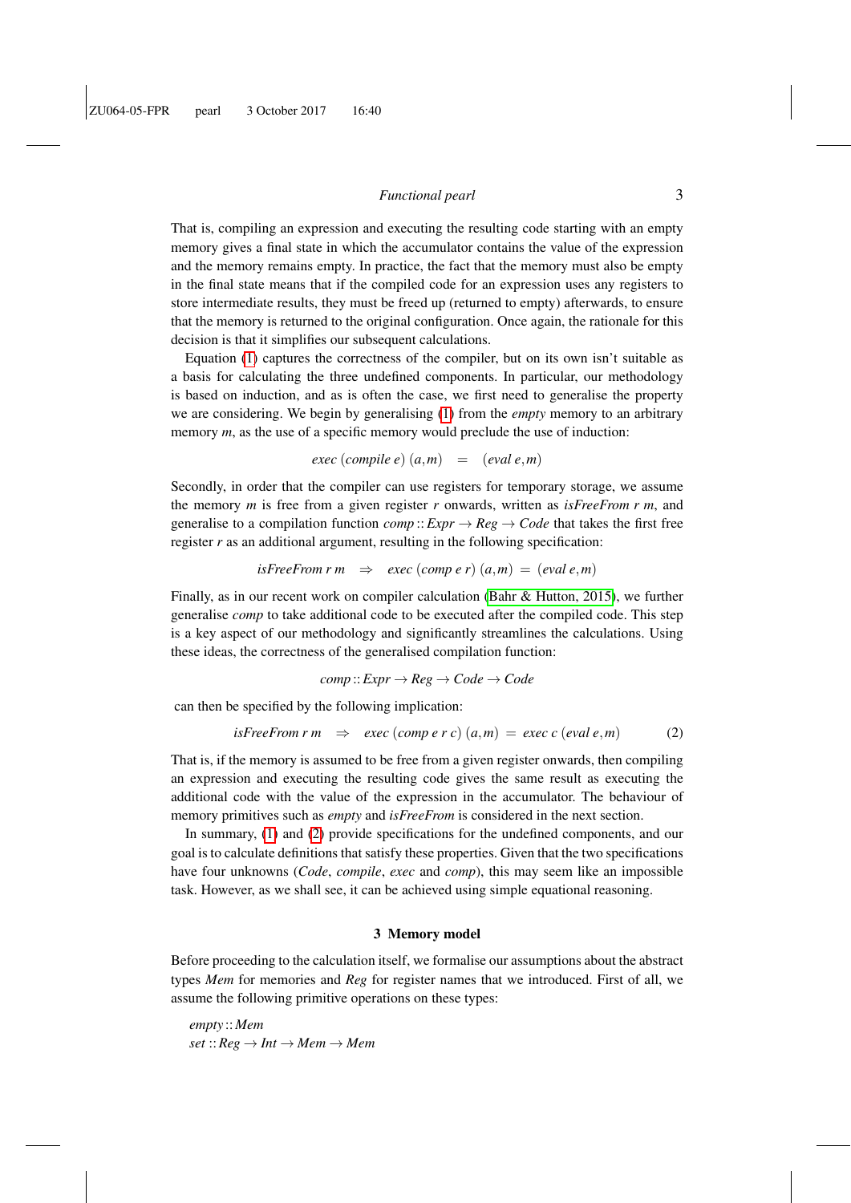That is, compiling an expression and executing the resulting code starting with an empty memory gives a final state in which the accumulator contains the value of the expression and the memory remains empty. In practice, the fact that the memory must also be empty in the final state means that if the compiled code for an expression uses any registers to store intermediate results, they must be freed up (returned to empty) afterwards, to ensure that the memory is returned to the original configuration. Once again, the rationale for this decision is that it simplifies our subsequent calculations.

Equation (1) captures the correctness of the compiler, but on its own isn't suitable as a basis for calculating the three undefined components. In particular, our methodology is based on induction, and as is often the case, we first need to generalise the property we are considering. We begin by generalising (1) from the *empty* memory to an arbitrary memory *m*, as the use of a specific memory would preclude the use of induction:

$$exec\ (compile\ e)\ (a,m) \quad = \quad (eval\ e, m)$$

Secondly, in order that the compiler can use registers for temporary storage, we assume the memory *m* is free from a given register *r* onwards, written as *isFreeFrom r m*, and generalise to a compilation function $comp :: Expr \rightarrow Reg \rightarrow Code$ that takes the first free register *r* as an additional argument, resulting in the following specification:

$$isFreeFrom\ r\ m \quad \Rightarrow \quad exec\ (comp\ e\ r)\ (a,m)\ =\ (eval\ e, m)$$

Finally, as in our recent work on compiler calculation (Bahr & Hutton, 2015), we further generalise *comp* to take additional code to be executed after the compiled code. This step is a key aspect of our methodology and significantly streamlines the calculations. Using these ideas, the correctness of the generalised compilation function:

$$comp :: Expr \rightarrow Reg \rightarrow Code \rightarrow Code$$

can then be specified by the following implication:

$$isFreeFrom\ r\ m \quad \Rightarrow \quad exec\ (comp\ e\ r\ c)\ (a,m)\ =\ exec\ c\ (eval\ e, m) \tag{2}$$

That is, if the memory is assumed to be free from a given register onwards, then compiling an expression and executing the resulting code gives the same result as executing the additional code with the value of the expression in the accumulator. The behaviour of memory primitives such as *empty* and *isFreeFrom* is considered in the next section.

In summary, (1) and (2) provide specifications for the undefined components, and our goal is to calculate definitions that satisfy these properties. Given that the two specifications have four unknowns (*Code*, *compile*, *exec* and *comp*), this may seem like an impossible task. However, as we shall see, it can be achieved using simple equational reasoning.

## 3 Memory model

Before proceeding to the calculation itself, we formalise our assumptions about the abstract types *Mem* for memories and *Reg* for register names that we introduced. First of all, we assume the following primitive operations on these types:

$empty :: Mem$
$set :: Reg \rightarrow Int \rightarrow Mem \rightarrow Mem$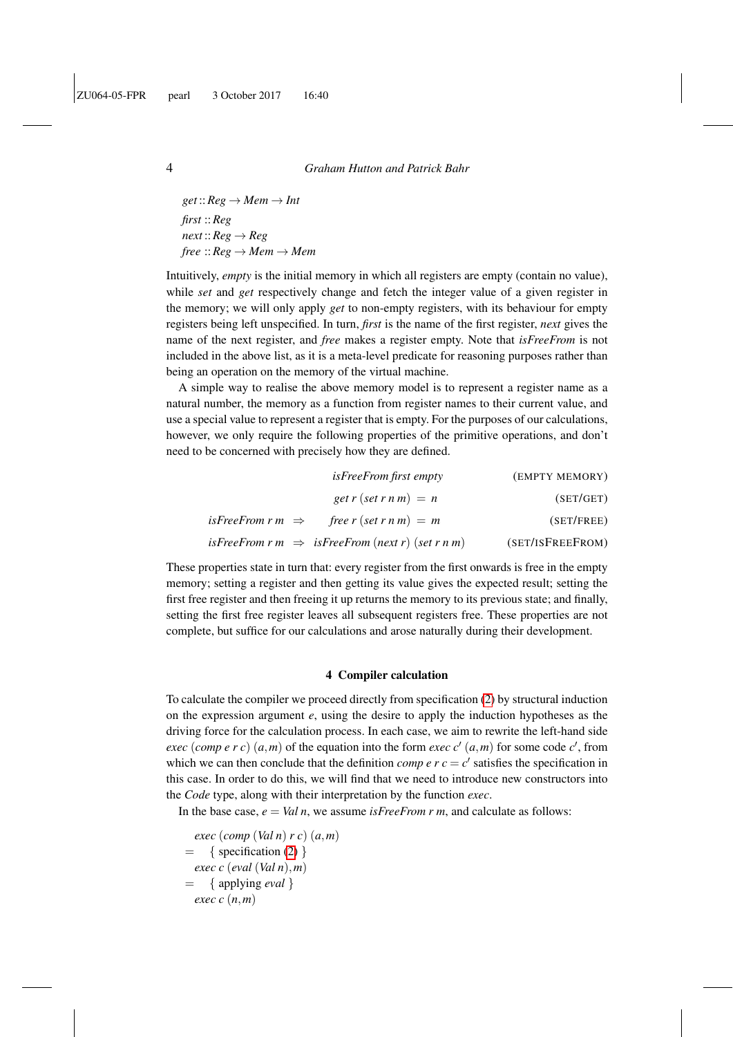$get :: Reg \rightarrow Mem \rightarrow Int$
$first :: Reg$
$next :: Reg \rightarrow Reg$
$free :: Reg \rightarrow Mem \rightarrow Mem$

Intuitively, *empty* is the initial memory in which all registers are empty (contain no value), while *set* and *get* respectively change and fetch the integer value of a given register in the memory; we will only apply *get* to non-empty registers, with its behaviour for empty registers being left unspecified. In turn, *first* is the name of the first register, *next* gives the name of the next register, and *free* makes a register empty. Note that *isFreeFrom* is not included in the above list, as it is a meta-level predicate for reasoning purposes rather than being an operation on the memory of the virtual machine.

A simple way to realise the above memory model is to represent a register name as a natural number, the memory as a function from register names to their current value, and use a special value to represent a register that is empty. For the purposes of our calculations, however, we only require the following properties of the primitive operations, and don't need to be concerned with precisely how they are defined.

$$isFreeFrom\ first\ empty \qquad \text{(EMPTY MEMORY)}$$

$$get\ r\ (set\ r\ n\ m) = n \qquad \text{(SET/GET)}$$

$$isFreeFrom\ r\ m \Rightarrow free\ r\ (set\ r\ n\ m) = m \qquad \text{(SET/FREE)}$$

$$isFreeFrom\ r\ m \Rightarrow isFreeFrom\ (next\ r)\ (set\ r\ n\ m) \qquad \text{(SET/ISFREEFROM)}$$

These properties state in turn that: every register from the first onwards is free in the empty memory; setting a register and then getting its value gives the expected result; setting the first free register and then freeing it up returns the memory to its previous state; and finally, setting the first free register leaves all subsequent registers free. These properties are not complete, but suffice for our calculations and arose naturally during their development.

## 4 Compiler calculation

To calculate the compiler we proceed directly from specification (2) by structural induction on the expression argument $e$, using the desire to apply the induction hypotheses as the driving force for the calculation process. In each case, we aim to rewrite the left-hand side $exec\ (comp\ e\ r\ c)\ (a,m)$ of the equation into the form $exec\ c'\ (a,m)$ for some code $c'$, from which we can then conclude that the definition $comp\ e\ r\ c = c'$ satisfies the specification in this case. In order to do this, we will find that we need to introduce new constructors into the *Code* type, along with their interpretation by the function *exec*.

In the base case, $e = Val\ n$, we assume $isFreeFrom\ r\ m$, and calculate as follows:

$$
\begin{aligned}
& exec\ (comp\ (Val\ n)\ r\ c)\ (a,m) \\
= & \quad \{ \text{ specification (2) } \} \\
& exec\ c\ (eval\ (Val\ n), m) \\
= & \quad \{ \text{ applying } eval \ \} \\
& exec\ c\ (n, m)
\end{aligned}
$$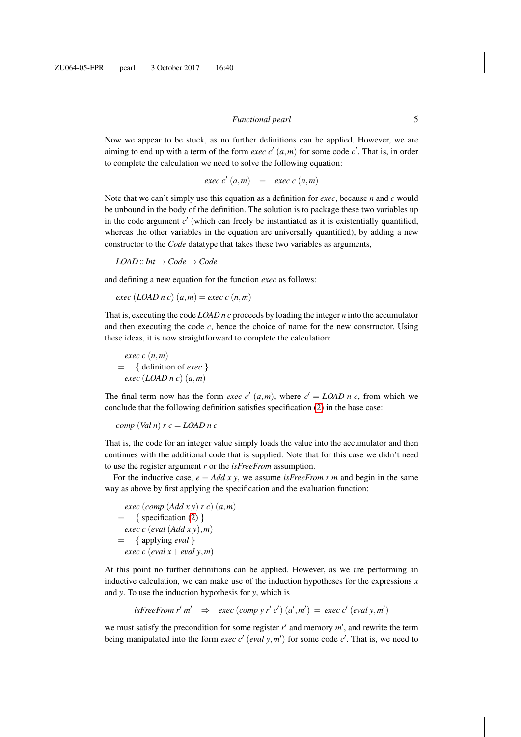Now we appear to be stuck, as no further definitions can be applied. However, we are aiming to end up with a term of the form $exec\ c'\ (a,m)$ for some code $c'$. That is, in order to complete the calculation we need to solve the following equation:

$$exec\ c'\ (a,m) \quad = \quad exec\ c\ (n,m)$$

Note that we can't simply use this equation as a definition for *exec*, because $n$ and $c$ would be unbound in the body of the definition. The solution is to package these two variables up in the code argument $c'$ (which can freely be instantiated as it is existentially quantified, whereas the other variables in the equation are universally quantified), by adding a new constructor to the *Code* datatype that takes these two variables as arguments,

$$LOAD :: Int \rightarrow Code \rightarrow Code$$

and defining a new equation for the function *exec* as follows:

$$exec\ (LOAD\ n\ c)\ (a,m) = exec\ c\ (n,m)$$

That is, executing the code $LOAD\ n\ c$ proceeds by loading the integer $n$ into the accumulator and then executing the code $c$, hence the choice of name for the new constructor. Using these ideas, it is now straightforward to complete the calculation:

$$
\begin{array}{ll}
& exec\ c\ (n,m) \\
= & \{\ \text{definition of } exec\ \} \\
& exec\ (LOAD\ n\ c)\ (a,m)
\end{array}
$$

The final term now has the form $exec\ c'\ (a,m)$, where $c' = LOAD\ n\ c$, from which we conclude that the following definition satisfies specification (2) in the base case:

$$comp\ (Val\ n)\ r\ c = LOAD\ n\ c$$

That is, the code for an integer value simply loads the value into the accumulator and then continues with the additional code that is supplied. Note that for this case we didn't need to use the register argument $r$ or the *isFreeFrom* assumption.

For the inductive case, $e = Add\ x\ y$, we assume $isFreeFrom\ r\ m$ and begin in the same way as above by first applying the specification and the evaluation function:

$$
\begin{array}{ll}
& exec\ (comp\ (Add\ x\ y)\ r\ c)\ (a,m) \\
= & \{\ \text{specification (2)}\ \} \\
& exec\ c\ (eval\ (Add\ x\ y), m) \\
= & \{\ \text{applying } eval\ \} \\
& exec\ c\ (eval\ x + eval\ y, m)
\end{array}
$$

At this point no further definitions can be applied. However, as we are performing an inductive calculation, we can make use of the induction hypotheses for the expressions $x$ and $y$. To use the induction hypothesis for $y$, which is

$$isFreeFrom\ r'\ m' \quad \Rightarrow \quad exec\ (comp\ y\ r'\ c')\ (a',m') \ = \ exec\ c'\ (eval\ y, m')$$

we must satisfy the precondition for some register $r'$ and memory $m'$, and rewrite the term being manipulated into the form $exec\ c'\ (eval\ y, m')$ for some code $c'$. That is, we need to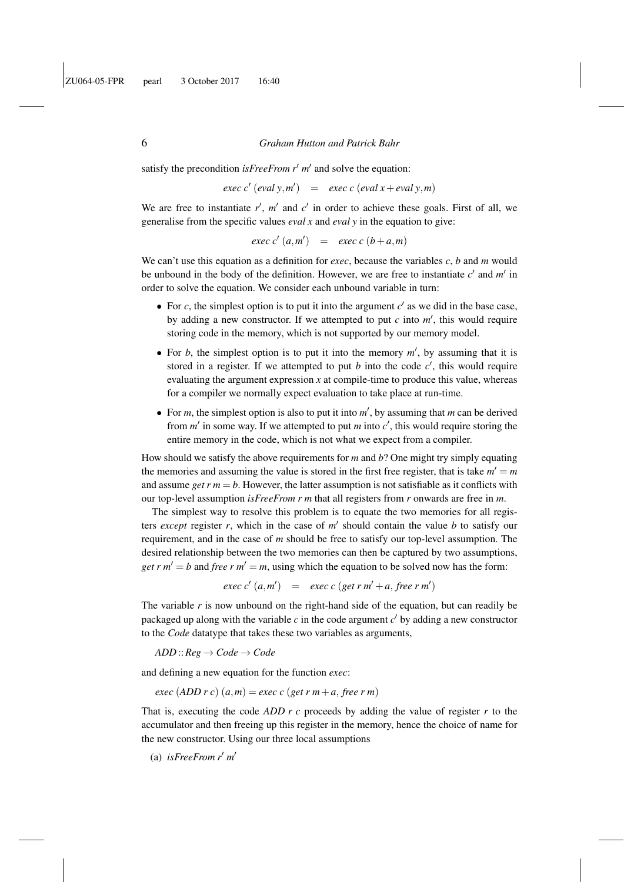satisfy the precondition $\mathit{isFreeFrom}\ r'\ m'$ and solve the equation:

$$\mathit{exec}\ c'\ (\mathit{eval}\ y, m') \quad = \quad \mathit{exec}\ c\ (\mathit{eval}\ x + \mathit{eval}\ y, m)$$

We are free to instantiate $r'$, $m'$ and $c'$ in order to achieve these goals. First of all, we generalise from the specific values $\mathit{eval}\ x$ and $\mathit{eval}\ y$ in the equation to give:

$$\mathit{exec}\ c'\ (a, m') \quad = \quad \mathit{exec}\ c\ (b + a, m)$$

We can't use this equation as a definition for *exec*, because the variables $c$, $b$ and $m$ would be unbound in the body of the definition. However, we are free to instantiate $c'$ and $m'$ in order to solve the equation. We consider each unbound variable in turn:

- For $c$, the simplest option is to put it into the argument $c'$ as we did in the base case, by adding a new constructor. If we attempted to put $c$ into $m'$, this would require storing code in the memory, which is not supported by our memory model.
- For $b$, the simplest option is to put it into the memory $m'$, by assuming that it is stored in a register. If we attempted to put $b$ into the code $c'$, this would require evaluating the argument expression $x$ at compile-time to produce this value, whereas for a compiler we normally expect evaluation to take place at run-time.
- For $m$, the simplest option is also to put it into $m'$, by assuming that $m$ can be derived from $m'$ in some way. If we attempted to put $m$ into $c'$, this would require storing the entire memory in the code, which is not what we expect from a compiler.

How should we satisfy the above requirements for $m$ and $b$? One might try simply equating the memories and assuming the value is stored in the first free register, that is take $m' = m$ and assume $\mathit{get}\ r\ m = b$. However, the latter assumption is not satisfiable as it conflicts with our top-level assumption $\mathit{isFreeFrom}\ r\ m$ that all registers from $r$ onwards are free in $m$.

The simplest way to resolve this problem is to equate the two memories for all registers *except* register $r$, which in the case of $m'$ should contain the value $b$ to satisfy our requirement, and in the case of $m$ should be free to satisfy our top-level assumption. The desired relationship between the two memories can then be captured by two assumptions, $\mathit{get}\ r\ m' = b$ and $\mathit{free}\ r\ m' = m$, using which the equation to be solved now has the form:

$$\mathit{exec}\ c'\ (a, m') \quad = \quad \mathit{exec}\ c\ (\mathit{get}\ r\ m' + a,\ \mathit{free}\ r\ m')$$

The variable $r$ is now unbound on the right-hand side of the equation, but can readily be packaged up along with the variable $c$ in the code argument $c'$ by adding a new constructor to the *Code* datatype that takes these two variables as arguments,

$\mathit{ADD} :: \mathit{Reg} \to \mathit{Code} \to \mathit{Code}$

and defining a new equation for the function *exec*:

$\mathit{exec}\ (\mathit{ADD}\ r\ c)\ (a, m) = \mathit{exec}\ c\ (\mathit{get}\ r\ m + a,\ \mathit{free}\ r\ m)$

That is, executing the code $\mathit{ADD}\ r\ c$ proceeds by adding the value of register $r$ to the accumulator and then freeing up this register in the memory, hence the choice of name for the new constructor. Using our three local assumptions

(a) $\mathit{isFreeFrom}\ r'\ m'$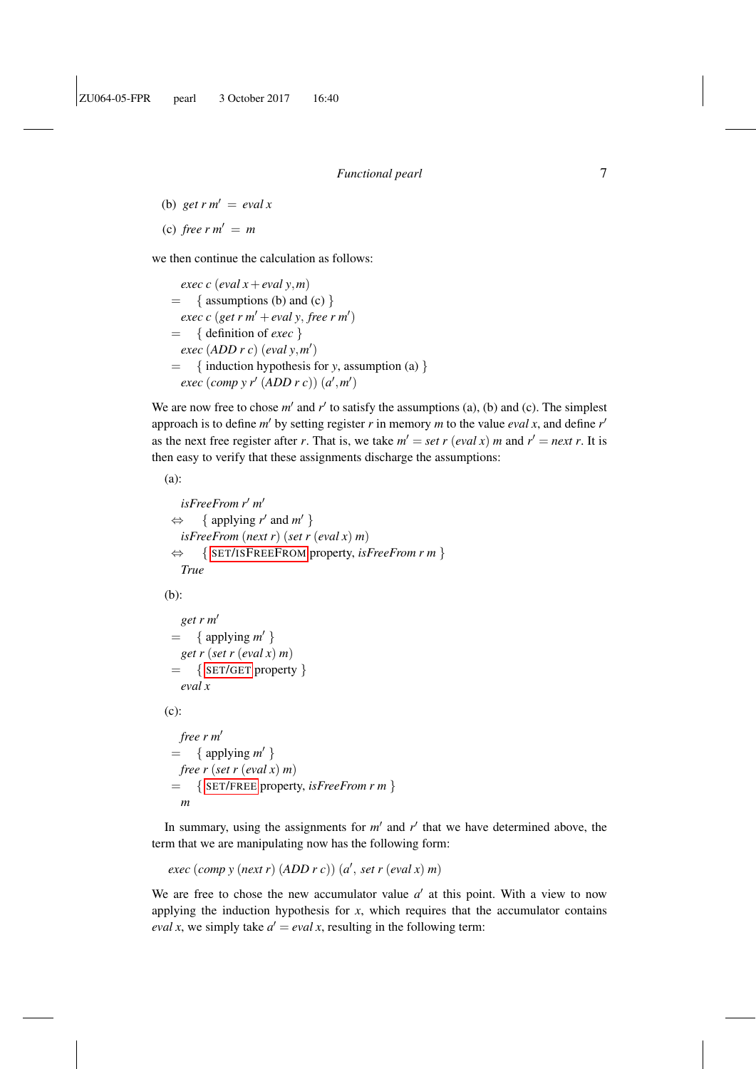(b) $get\ r\ m' = eval\ x$

(c) $free\ r\ m' = m$

we then continue the calculation as follows:

$$
\begin{array}{l}
\quad exec\ c\ (eval\ x + eval\ y, m) \\
= \quad \{ \text{ assumptions (b) and (c) } \} \\
\quad exec\ c\ (get\ r\ m' + eval\ y,\ free\ r\ m') \\
= \quad \{ \text{ definition of } exec \text{ } \} \\
\quad exec\ (ADD\ r\ c)\ (eval\ y, m') \\
= \quad \{ \text{ induction hypothesis for } y \text{, assumption (a) } \} \\
\quad exec\ (comp\ y\ r'\ (ADD\ r\ c))\ (a', m')
\end{array}
$$

We are now free to chose $m'$ and $r'$ to satisfy the assumptions (a), (b) and (c). The simplest approach is to define $m'$ by setting register $r$ in memory $m$ to the value $eval\ x$, and define $r'$ as the next free register after $r$. That is, we take $m' = set\ r\ (eval\ x)\ m$ and $r' = next\ r$. It is then easy to verify that these assignments discharge the assumptions:

(a):

$$
\begin{array}{l}
\quad isFreeFrom\ r'\ m' \\
\Leftrightarrow \quad \{ \text{ applying } r' \text{ and } m' \text{ } \} \\
\quad isFreeFrom\ (next\ r)\ (set\ r\ (eval\ x)\ m) \\
\Leftrightarrow \quad \{ \text{ SET/ISFREEFROM property, } isFreeFrom\ r\ m \text{ } \} \\
\quad True
\end{array}
$$

(b):

$$
\begin{array}{l}
\quad get\ r\ m' \\
= \quad \{ \text{ applying } m' \text{ } \} \\
\quad get\ r\ (set\ r\ (eval\ x)\ m) \\
= \quad \{ \text{ SET/GET property } \} \\
\quad eval\ x
\end{array}
$$

(c):

$$
\begin{array}{l}
\quad free\ r\ m' \\
= \quad \{ \text{ applying } m' \text{ } \} \\
\quad free\ r\ (set\ r\ (eval\ x)\ m) \\
= \quad \{ \text{ SET/FREE property, } isFreeFrom\ r\ m \text{ } \} \\
\quad m
\end{array}
$$

In summary, using the assignments for $m'$ and $r'$ that we have determined above, the term that we are manipulating now has the following form:

$$exec\ (comp\ y\ (next\ r)\ (ADD\ r\ c))\ (a',\ set\ r\ (eval\ x)\ m)$$

We are free to chose the new accumulator value $a'$ at this point. With a view to now applying the induction hypothesis for $x$, which requires that the accumulator contains $eval\ x$, we simply take $a' = eval\ x$, resulting in the following term: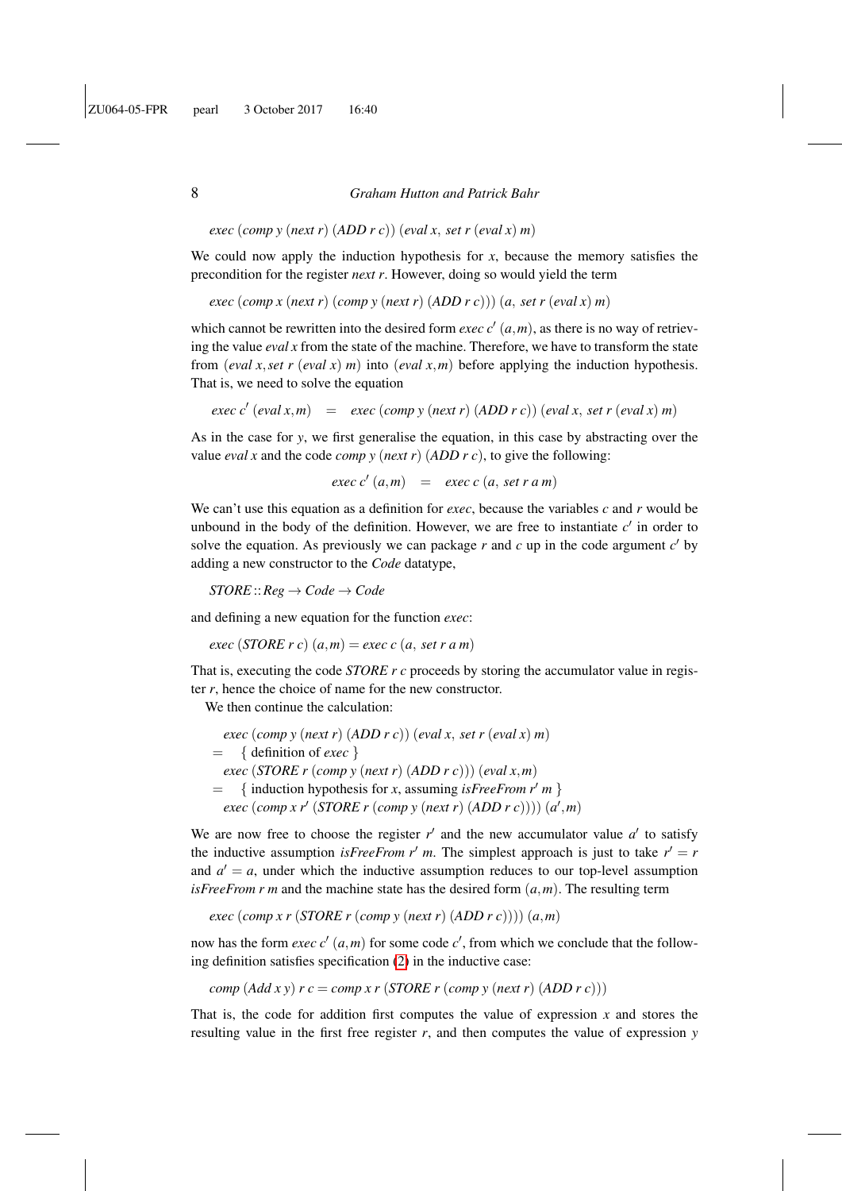$$exec\ (comp\ y\ (next\ r)\ (ADD\ r\ c))\ (eval\ x,\ set\ r\ (eval\ x)\ m)$$

We could now apply the induction hypothesis for $x$, because the memory satisfies the precondition for the register $next\ r$. However, doing so would yield the term

$$exec\ (comp\ x\ (next\ r)\ (comp\ y\ (next\ r)\ (ADD\ r\ c)))\ (a,\ set\ r\ (eval\ x)\ m)$$

which cannot be rewritten into the desired form $exec\ c'\ (a,m)$, as there is no way of retrieving the value $eval\ x$ from the state of the machine. Therefore, we have to transform the state from $(eval\ x, set\ r\ (eval\ x)\ m)$ into $(eval\ x, m)$ before applying the induction hypothesis. That is, we need to solve the equation

$$exec\ c'\ (eval\ x, m) \quad = \quad exec\ (comp\ y\ (next\ r)\ (ADD\ r\ c))\ (eval\ x,\ set\ r\ (eval\ x)\ m)$$

As in the case for $y$, we first generalise the equation, in this case by abstracting over the value $eval\ x$ and the code $comp\ y\ (next\ r)\ (ADD\ r\ c)$, to give the following:

$$exec\ c'\ (a,m) \quad = \quad exec\ c\ (a,\ set\ r\ a\ m)$$

We can't use this equation as a definition for $exec$, because the variables $c$ and $r$ would be unbound in the body of the definition. However, we are free to instantiate $c'$ in order to solve the equation. As previously we can package $r$ and $c$ up in the code argument $c'$ by adding a new constructor to the $Code$ datatype,

$$STORE :: Reg \rightarrow Code \rightarrow Code$$

and defining a new equation for the function $exec$:

$$exec\ (STORE\ r\ c)\ (a,m) = exec\ c\ (a,\ set\ r\ a\ m)$$

That is, executing the code $STORE\ r\ c$ proceeds by storing the accumulator value in register $r$, hence the choice of name for the new constructor.

We then continue the calculation:

$$\begin{array}{ll}
 & exec\ (comp\ y\ (next\ r)\ (ADD\ r\ c))\ (eval\ x,\ set\ r\ (eval\ x)\ m) \\
= & \quad \{ \text{ definition of } exec \ \} \\
 & exec\ (STORE\ r\ (comp\ y\ (next\ r)\ (ADD\ r\ c)))\ (eval\ x, m) \\
= & \quad \{ \text{ induction hypothesis for } x \text{, assuming } isFreeFrom\ r'\ m \ \} \\
 & exec\ (comp\ x\ r'\ (STORE\ r\ (comp\ y\ (next\ r)\ (ADD\ r\ c))))\ (a', m)
\end{array}$$

We are now free to choose the register $r'$ and the new accumulator value $a'$ to satisfy the inductive assumption $isFreeFrom\ r'\ m$. The simplest approach is just to take $r' = r$ and $a' = a$, under which the inductive assumption reduces to our top-level assumption $isFreeFrom\ r\ m$ and the machine state has the desired form $(a,m)$. The resulting term

$$exec\ (comp\ x\ r\ (STORE\ r\ (comp\ y\ (next\ r)\ (ADD\ r\ c))))\ (a,m)$$

now has the form $exec\ c'\ (a,m)$ for some code $c'$, from which we conclude that the following definition satisfies specification (2) in the inductive case:

$$comp\ (Add\ x\ y)\ r\ c = comp\ x\ r\ (STORE\ r\ (comp\ y\ (next\ r)\ (ADD\ r\ c)))$$

That is, the code for addition first computes the value of expression $x$ and stores the resulting value in the first free register $r$, and then computes the value of expression $y$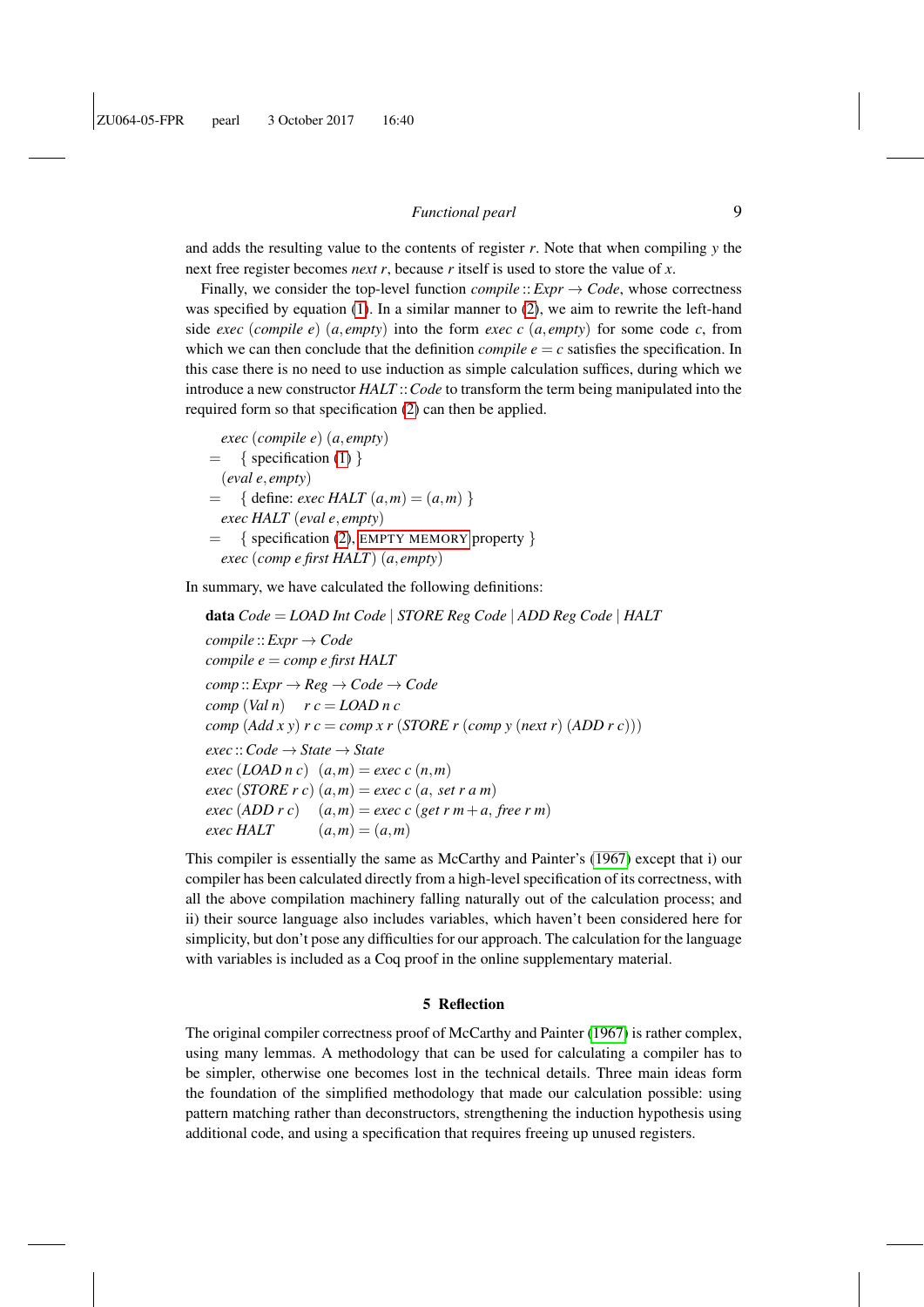and adds the resulting value to the contents of register $r$. Note that when compiling $y$ the next free register becomes $next\ r$, because $r$ itself is used to store the value of $x$.

Finally, we consider the top-level function $compile :: Expr \rightarrow Code$, whose correctness was specified by equation (1). In a similar manner to (2), we aim to rewrite the left-hand side $exec\ (compile\ e)\ (a, empty)$ into the form $exec\ c\ (a, empty)$ for some code $c$, from which we can then conclude that the definition $compile\ e = c$ satisfies the specification. In this case there is no need to use induction as simple calculation suffices, during which we introduce a new constructor $HALT :: Code$ to transform the term being manipulated into the required form so that specification (2) can then be applied.

$$
\begin{array}{ll}
 & exec\ (compile\ e)\ (a, empty) \\
= & \quad \{\ \text{specification (1)}\ \} \\
 & (eval\ e, empty) \\
= & \quad \{\ \text{define: } exec\ HALT\ (a, m) = (a, m)\ \} \\
 & exec\ HALT\ (eval\ e, empty) \\
= & \quad \{\ \text{specification (2), EMPTY MEMORY property}\ \} \\
 & exec\ (comp\ e\ first\ HALT)\ (a, empty)
\end{array}
$$

In summary, we have calculated the following definitions:

```
data Code = LOAD Int Code | STORE Reg Code | ADD Reg Code | HALT

compile :: Expr → Code
compile e = comp e first HALT

comp :: Expr → Reg → Code → Code
comp (Val n)     r c = LOAD n c
comp (Add x y) r c = comp x r (STORE r (comp y (next r) (ADD r c)))

exec :: Code → State → State
exec (LOAD n c)   (a, m) = exec c (n, m)
exec (STORE r c) (a, m) = exec c (a, set r a m)
exec (ADD r c)    (a, m) = exec c (get r m + a, free r m)
exec HALT           (a, m) = (a, m)
```

This compiler is essentially the same as McCarthy and Painter's (1967) except that i) our compiler has been calculated directly from a high-level specification of its correctness, with all the above compilation machinery falling naturally out of the calculation process; and ii) their source language also includes variables, which haven't been considered here for simplicity, but don't pose any difficulties for our approach. The calculation for the language with variables is included as a Coq proof in the online supplementary material.

## 5 Reflection

The original compiler correctness proof of McCarthy and Painter (1967) is rather complex, using many lemmas. A methodology that can be used for calculating a compiler has to be simpler, otherwise one becomes lost in the technical details. Three main ideas form the foundation of the simplified methodology that made our calculation possible: using pattern matching rather than deconstructors, strengthening the induction hypothesis using additional code, and using a specification that requires freeing up unused registers.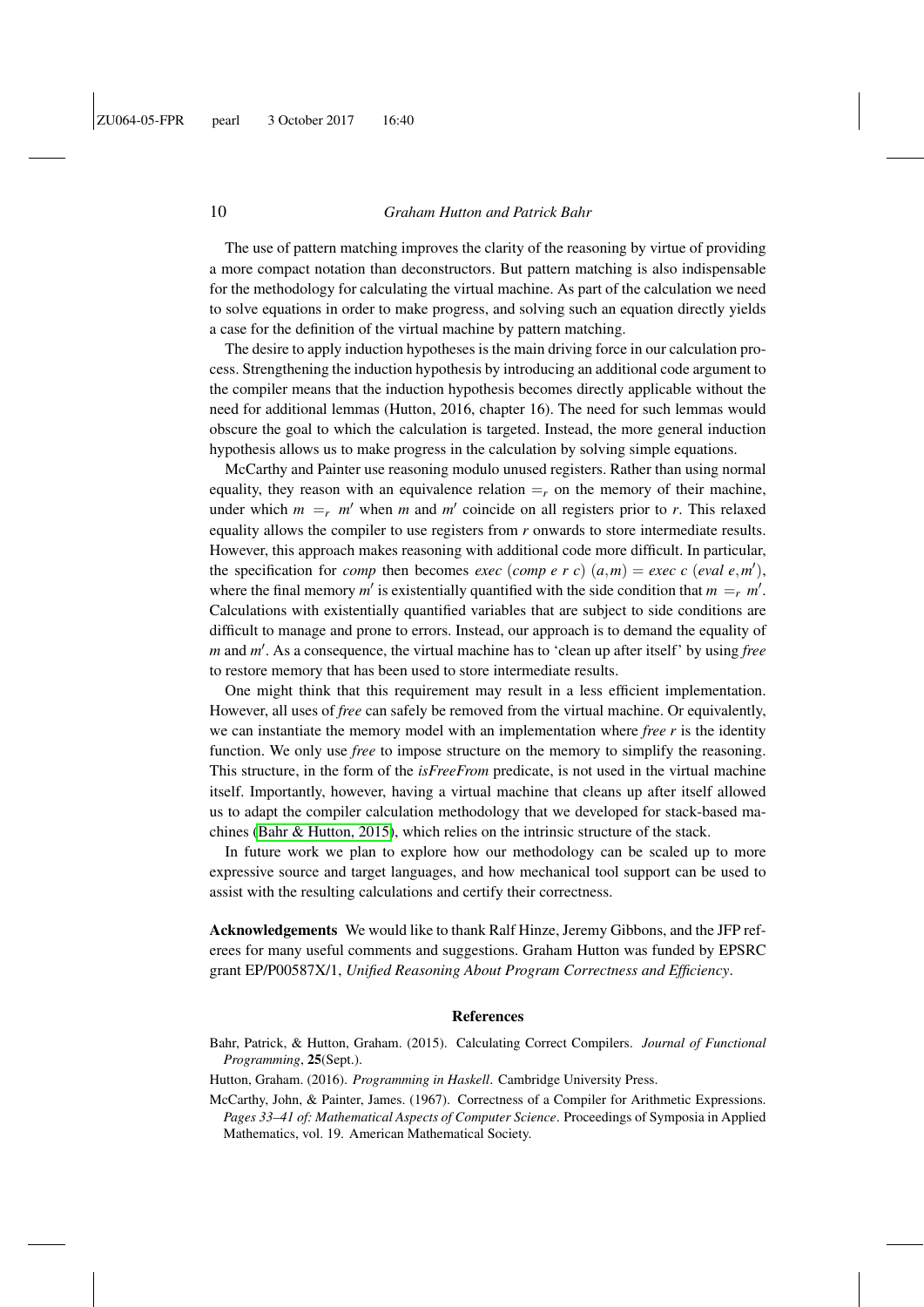The use of pattern matching improves the clarity of the reasoning by virtue of providing a more compact notation than deconstructors. But pattern matching is also indispensable for the methodology for calculating the virtual machine. As part of the calculation we need to solve equations in order to make progress, and solving such an equation directly yields a case for the definition of the virtual machine by pattern matching.

The desire to apply induction hypotheses is the main driving force in our calculation process. Strengthening the induction hypothesis by introducing an additional code argument to the compiler means that the induction hypothesis becomes directly applicable without the need for additional lemmas (Hutton, 2016, chapter 16). The need for such lemmas would obscure the goal to which the calculation is targeted. Instead, the more general induction hypothesis allows us to make progress in the calculation by solving simple equations.

McCarthy and Painter use reasoning modulo unused registers. Rather than using normal equality, they reason with an equivalence relation $=_r$ on the memory of their machine, under which $m =_r m'$ when $m$ and $m'$ coincide on all registers prior to $r$. This relaxed equality allows the compiler to use registers from $r$ onwards to store intermediate results. However, this approach makes reasoning with additional code more difficult. In particular, the specification for *comp* then becomes $exec\ (comp\ e\ r\ c)\ (a,m) = exec\ c\ (eval\ e, m')$, where the final memory $m'$ is existentially quantified with the side condition that $m =_r m'$. Calculations with existentially quantified variables that are subject to side conditions are difficult to manage and prone to errors. Instead, our approach is to demand the equality of $m$ and $m'$. As a consequence, the virtual machine has to 'clean up after itself' by using *free* to restore memory that has been used to store intermediate results.

One might think that this requirement may result in a less efficient implementation. However, all uses of *free* can safely be removed from the virtual machine. Or equivalently, we can instantiate the memory model with an implementation where *free r* is the identity function. We only use *free* to impose structure on the memory to simplify the reasoning. This structure, in the form of the *isFreeFrom* predicate, is not used in the virtual machine itself. Importantly, however, having a virtual machine that cleans up after itself allowed us to adapt the compiler calculation methodology that we developed for stack-based machines (Bahr & Hutton, 2015), which relies on the intrinsic structure of the stack.

In future work we plan to explore how our methodology can be scaled up to more expressive source and target languages, and how mechanical tool support can be used to assist with the resulting calculations and certify their correctness.

**Acknowledgements** We would like to thank Ralf Hinze, Jeremy Gibbons, and the JFP referees for many useful comments and suggestions. Graham Hutton was funded by EPSRC grant EP/P00587X/1, *Unified Reasoning About Program Correctness and Efficiency*.

## References

Bahr, Patrick, & Hutton, Graham. (2015). Calculating Correct Compilers. *Journal of Functional Programming*, **25**(Sept.).

Hutton, Graham. (2016). *Programming in Haskell*. Cambridge University Press.

McCarthy, John, & Painter, James. (1967). Correctness of a Compiler for Arithmetic Expressions. *Pages 33–41 of: Mathematical Aspects of Computer Science*. Proceedings of Symposia in Applied Mathematics, vol. 19. American Mathematical Society.